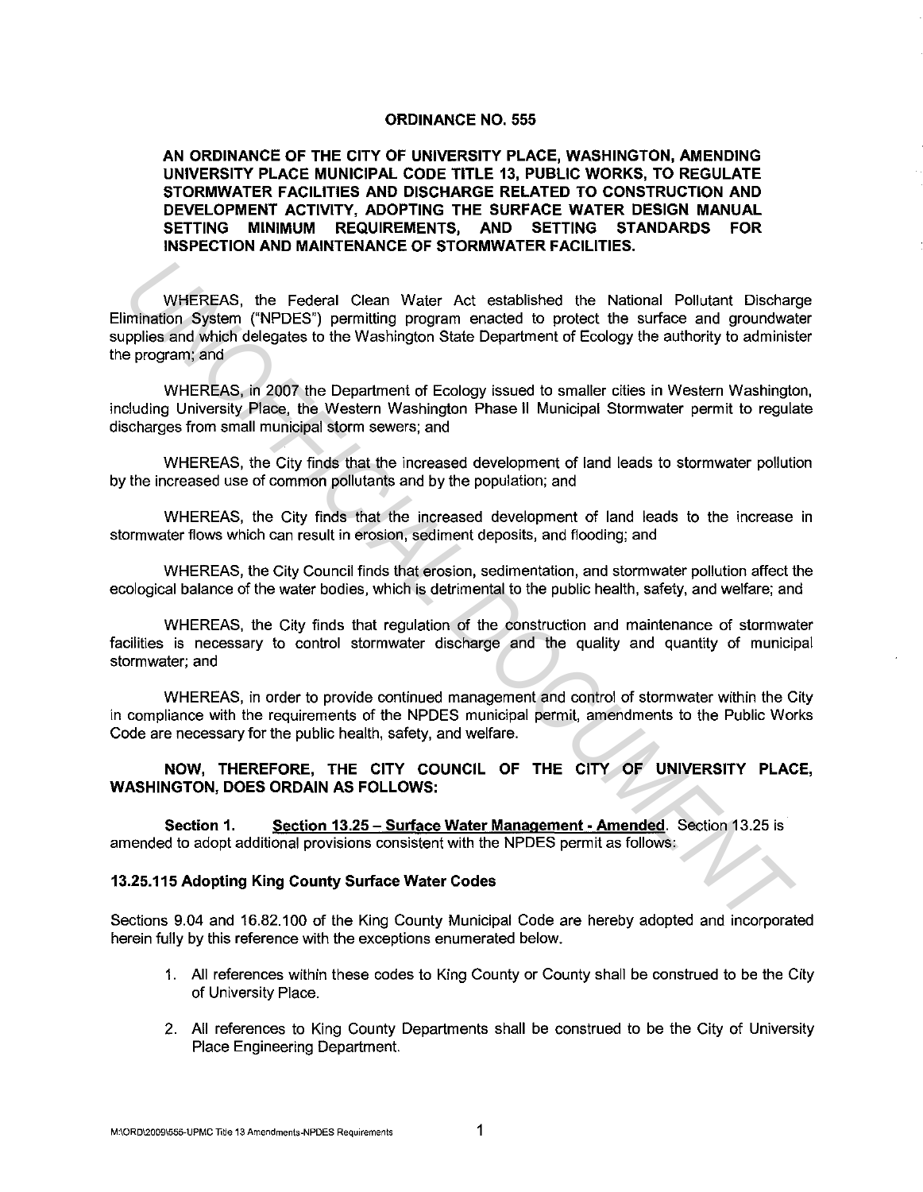# ORDINANCE NO. 555

**AN ORDINANCE OF THE CITY OF UNIVERSITY PLACE, WASHINGTON, AMENDING UNIVERSITY PLACE MUNICIPAL CODE TITLE 13, PUBLIC WORKS, TO REGULATE STORMWATER FACILITIES AND DISCHARGE RELATED TO CONSTRUCTION AND DEVELOPMENT ACTIVITY, ADOPTING THE SURFACE WATER DESIGN MANUAL SETTING MINIMUM REQUIREMENTS, AND SETTING STANDARDS FOR INSPECTION AND MAINTENANCE OF STORMWATER FACILITIES.**

WHEREAS, the Federal Clean Water Act established the National Pollutant Discharge Elimination System ("NPDES") permitting program enacted to protect the surface and groundwater supplies and which delegates to the Washington State Department of Ecology the authority to administer the program; and

WHEREAS, in 2007 the Department of Ecology issued to smaller cities in Western Washington, including University Place, the Western Washington Phase II Municipal Stormwater permit to regulate discharges from small municipal storm sewers; and

WHEREAS, the City finds that the increased development of land leads to stormwater pollution by the increased use of common pollutants and by the population; and

WHEREAS, the City finds that the increased development of land leads to the increase in stormwater flows which can result in erosion, sediment deposits, and flooding; and

WHEREAS, the City Council finds that erosion, sedimentation, and stormwater pollution affect the ecological balance of the water bodies, which is detrimental to the public health, safety, and welfare; and

WHEREAS, the City finds that regulation of the construction and maintenance of stormwater facilities is necessary to control stormwater discharge and the quality and quantity of municipal stormwater; and

WHEREAS, in order to provide continued management and control of stormwater within the City in compliance with the requirements of the NPDES municipal permit, amendments to the Public Works Code are necessary for the public health, safety, and welfare.

**NOW, THEREFORE, THE CITY COUNCIL OF THE CITY OF UNIVERSITY PLACE, WASHINGTON, DOES ORDAIN AS FOLLOWS:**

**Section 1.** **Section 13.25 – Surface Water Management - Amended**. Section 13.25 is amended to adopt additional provisions consistent with the NPDES permit as follows:

### 13.25.115 Adopting King County Surface Water Codes

Sections 9.04 and 16.82.100 of the King County Municipal Code are hereby adopted and incorporated herein fully by this reference with the exceptions enumerated below.

1. All references within these codes to King County or County shall be construed to be the City of University Place.
2. All references to King County Departments shall be construed to be the City of University Place Engineering Department.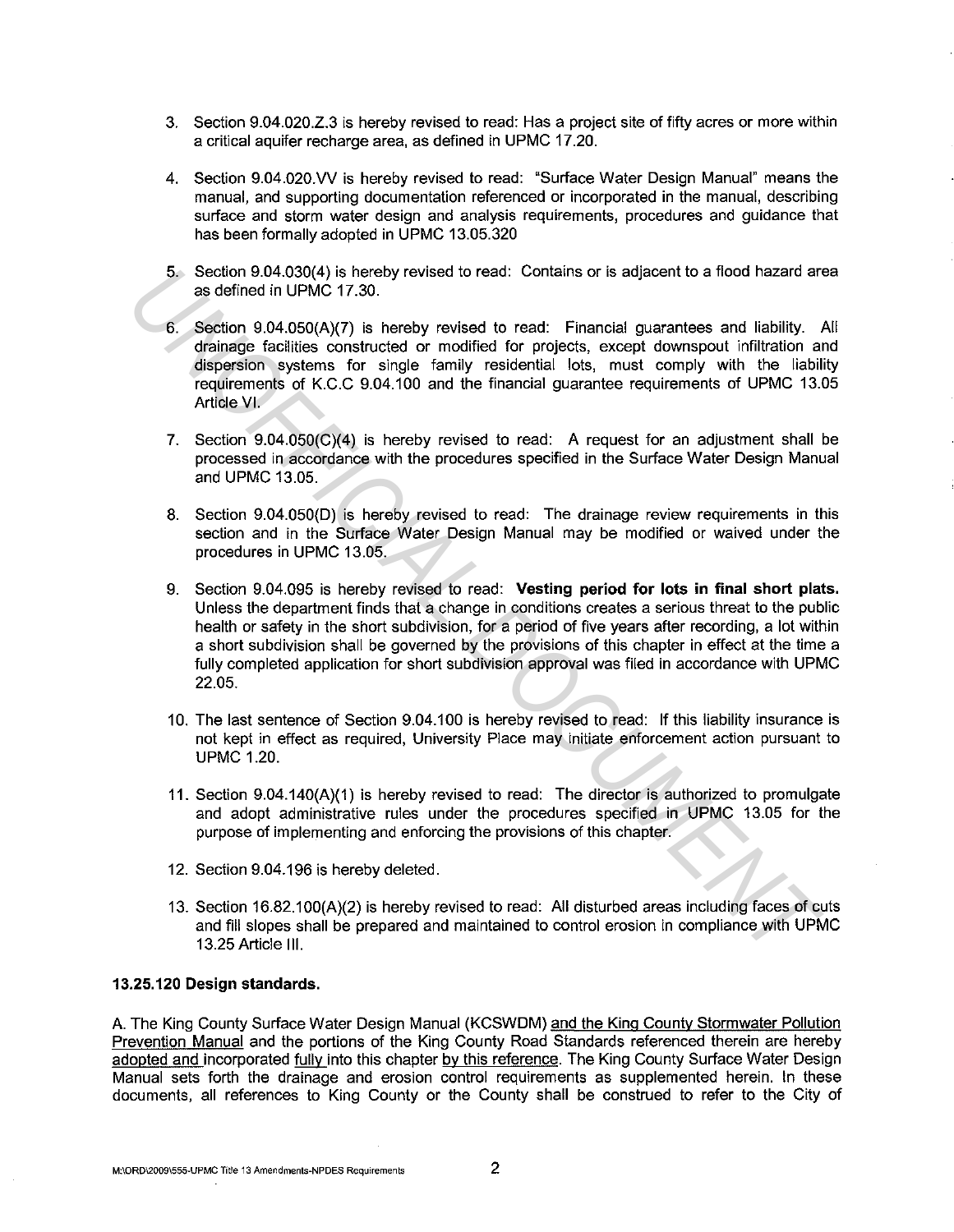3. Section 9.04.020.Z.3 is hereby revised to read: Has a project site of fifty acres or more within a critical aquifer recharge area, as defined in UPMC 17.20.

4. Section 9.04.020.VV is hereby revised to read: "Surface Water Design Manual" means the manual, and supporting documentation referenced or incorporated in the manual, describing surface and storm water design and analysis requirements, procedures and guidance that has been formally adopted in UPMC 13.05.320

5. Section 9.04.030(4) is hereby revised to read: Contains or is adjacent to a flood hazard area as defined in UPMC 17.30.

6. Section 9.04.050(A)(7) is hereby revised to read: Financial guarantees and liability. All drainage facilities constructed or modified for projects, except downspout infiltration and dispersion systems for single family residential lots, must comply with the liability requirements of K.C.C 9.04.100 and the financial guarantee requirements of UPMC 13.05 Article VI.

7. Section 9.04.050(C)(4) is hereby revised to read: A request for an adjustment shall be processed in accordance with the procedures specified in the Surface Water Design Manual and UPMC 13.05.

8. Section 9.04.050(D) is hereby revised to read: The drainage review requirements in this section and in the Surface Water Design Manual may be modified or waived under the procedures in UPMC 13.05.

9. Section 9.04.095 is hereby revised to read: **Vesting period for lots in final short plats.** Unless the department finds that a change in conditions creates a serious threat to the public health or safety in the short subdivision, for a period of five years after recording, a lot within a short subdivision shall be governed by the provisions of this chapter in effect at the time a fully completed application for short subdivision approval was filed in accordance with UPMC 22.05.

10. The last sentence of Section 9.04.100 is hereby revised to read: If this liability insurance is not kept in effect as required, University Place may initiate enforcement action pursuant to UPMC 1.20.

11. Section 9.04.140(A)(1) is hereby revised to read: The director is authorized to promulgate and adopt administrative rules under the procedures specified in UPMC 13.05 for the purpose of implementing and enforcing the provisions of this chapter.

12. Section 9.04.196 is hereby deleted.

13. Section 16.82.100(A)(2) is hereby revised to read: All disturbed areas including faces of cuts and fill slopes shall be prepared and maintained to control erosion in compliance with UPMC 13.25 Article III.

**13.25.120 Design standards.**

A. The King County Surface Water Design Manual (KCSWDM) and the King County Stormwater Pollution Prevention Manual and the portions of the King County Road Standards referenced therein are hereby adopted and incorporated fully into this chapter by this reference. The King County Surface Water Design Manual sets forth the drainage and erosion control requirements as supplemented herein. In these documents, all references to King County or the County shall be construed to refer to the City of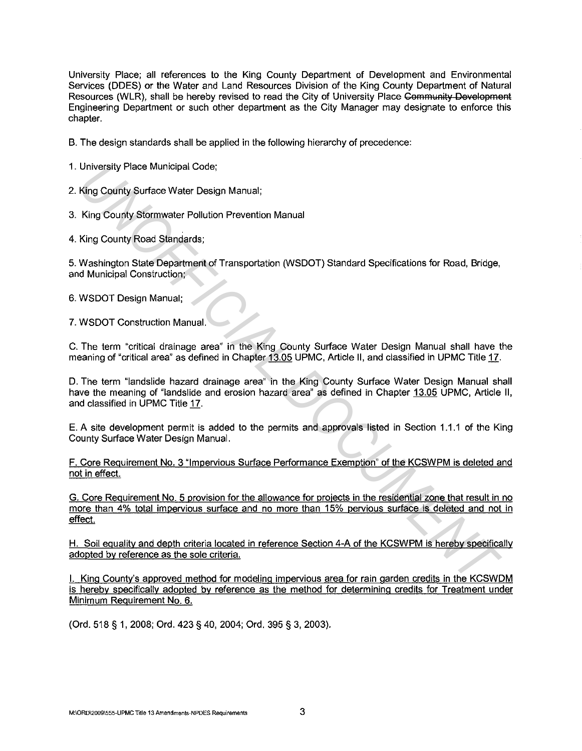University Place; all references to the King County Department of Development and Environmental Services (DDES) or the Water and Land Resources Division of the King County Department of Natural Resources (WLR), shall be hereby revised to read the City of University Place ~~Community Development~~ Engineering Department or such other department as the City Manager may designate to enforce this chapter.

B. The design standards shall be applied in the following hierarchy of precedence:

1. University Place Municipal Code;

2. King County Surface Water Design Manual;

3. King County Stormwater Pollution Prevention Manual

4. King County Road Standards;

5. Washington State Department of Transportation (WSDOT) Standard Specifications for Road, Bridge, and Municipal Construction;

6. WSDOT Design Manual;

7. WSDOT Construction Manual.

C. The term "critical drainage area" in the King County Surface Water Design Manual shall have the meaning of "critical area" as defined in Chapter 13.05 UPMC, Article II, and classified in UPMC Title 17.

D. The term "landslide hazard drainage area" in the King County Surface Water Design Manual shall have the meaning of "landslide and erosion hazard area" as defined in Chapter 13.05 UPMC, Article II, and classified in UPMC Title 17.

E. A site development permit is added to the permits and approvals listed in Section 1.1.1 of the King County Surface Water Design Manual.

<u>F. Core Requirement No. 3 "Impervious Surface Performance Exemption" of the KCSWPM is deleted and not in effect.</u>

<u>G. Core Requirement No. 5 provision for the allowance for projects in the residential zone that result in no more than 4% total impervious surface and no more than 15% pervious surface is deleted and not in effect.</u>

<u>H. Soil equality and depth criteria located in reference Section 4-A of the KCSWPM is hereby specifically adopted by reference as the sole criteria.</u>

<u>I. King County's approved method for modeling impervious area for rain garden credits in the KCSWDM is hereby specifically adopted by reference as the method for determining credits for Treatment under Minimum Requirement No. 6.</u>

(Ord. 518 § 1, 2008; Ord. 423 § 40, 2004; Ord. 395 § 3, 2003).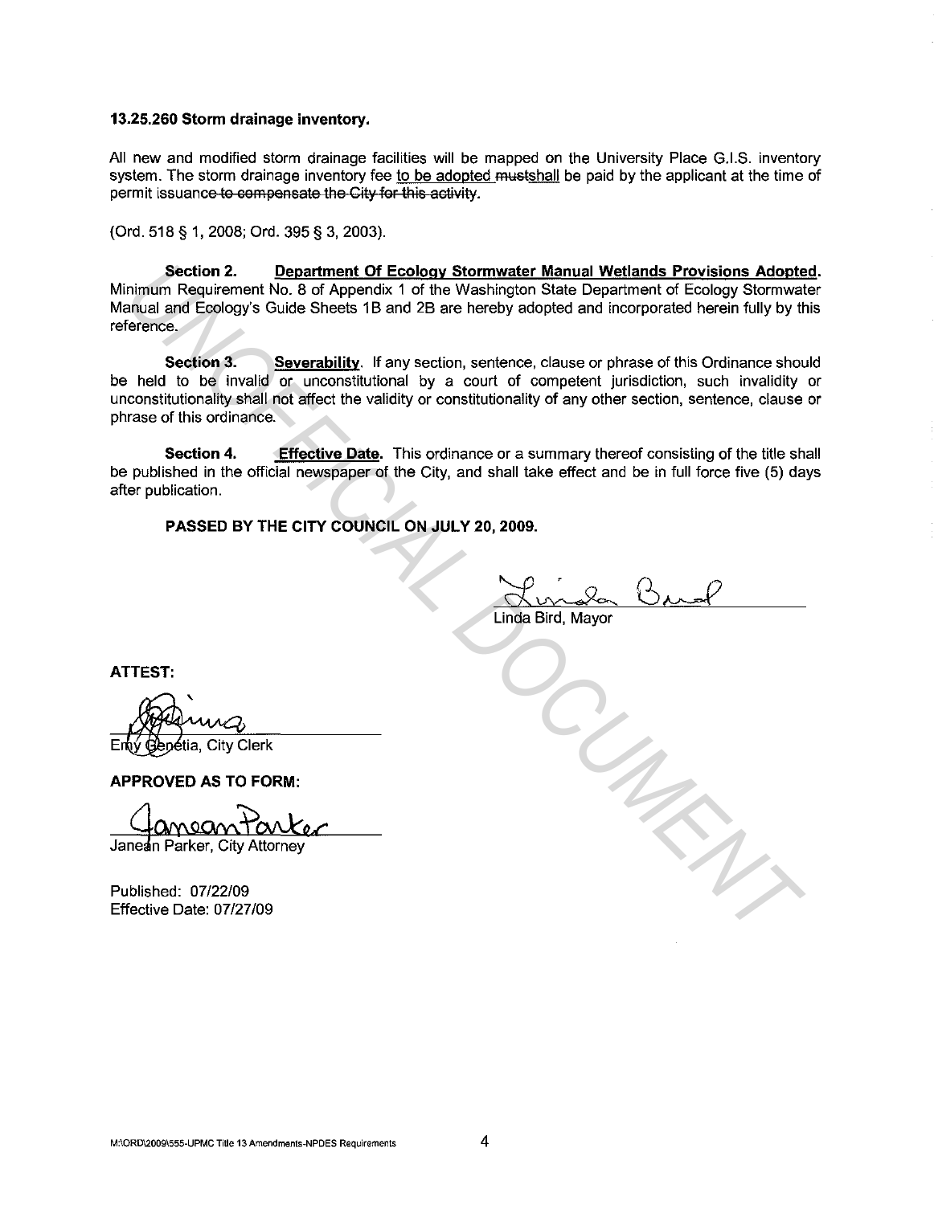**13.25.260 Storm drainage inventory.**

All new and modified storm drainage facilities will be mapped on the University Place G.I.S. inventory system. The storm drainage inventory fee to be adopted ~~must~~shall be paid by the applicant at the time of permit issuance ~~to compensate the City for this activity~~.

(Ord. 518 § 1, 2008; Ord. 395 § 3, 2003).

**Section 2.** **Department Of Ecology Stormwater Manual Wetlands Provisions Adopted.** Minimum Requirement No. 8 of Appendix 1 of the Washington State Department of Ecology Stormwater Manual and Ecology's Guide Sheets 1B and 2B are hereby adopted and incorporated herein fully by this reference.

**Section 3.** **Severability**. If any section, sentence, clause or phrase of this Ordinance should be held to be invalid or unconstitutional by a court of competent jurisdiction, such invalidity or unconstitutionality shall not affect the validity or constitutionality of any other section, sentence, clause or phrase of this ordinance.

**Section 4.** **Effective Date.** This ordinance or a summary thereof consisting of the title shall be published in the official newspaper of the City, and shall take effect and be in full force five (5) days after publication.

**PASSED BY THE CITY COUNCIL ON JULY 20, 2009.**

Linda Bird, Mayor

**ATTEST:**

Emy Genetia, City Clerk

**APPROVED AS TO FORM:**

Janean Parker, City Attorney

Published: 07/22/09
Effective Date: 07/27/09

M:\ORD\2009\555-UPMC Title 13 Amendments-NPDES Requirements